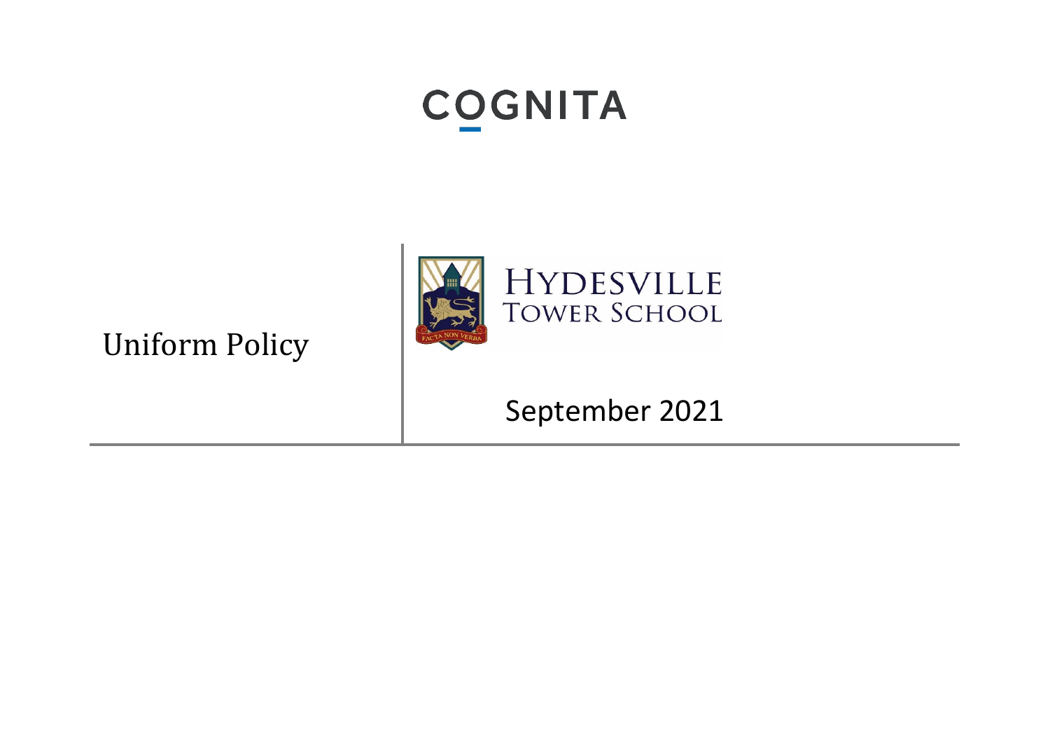COGNITA

# Uniform Policy

HYDESVILLE TOWER SCHOOL

FACTA NON VERBA

September 2021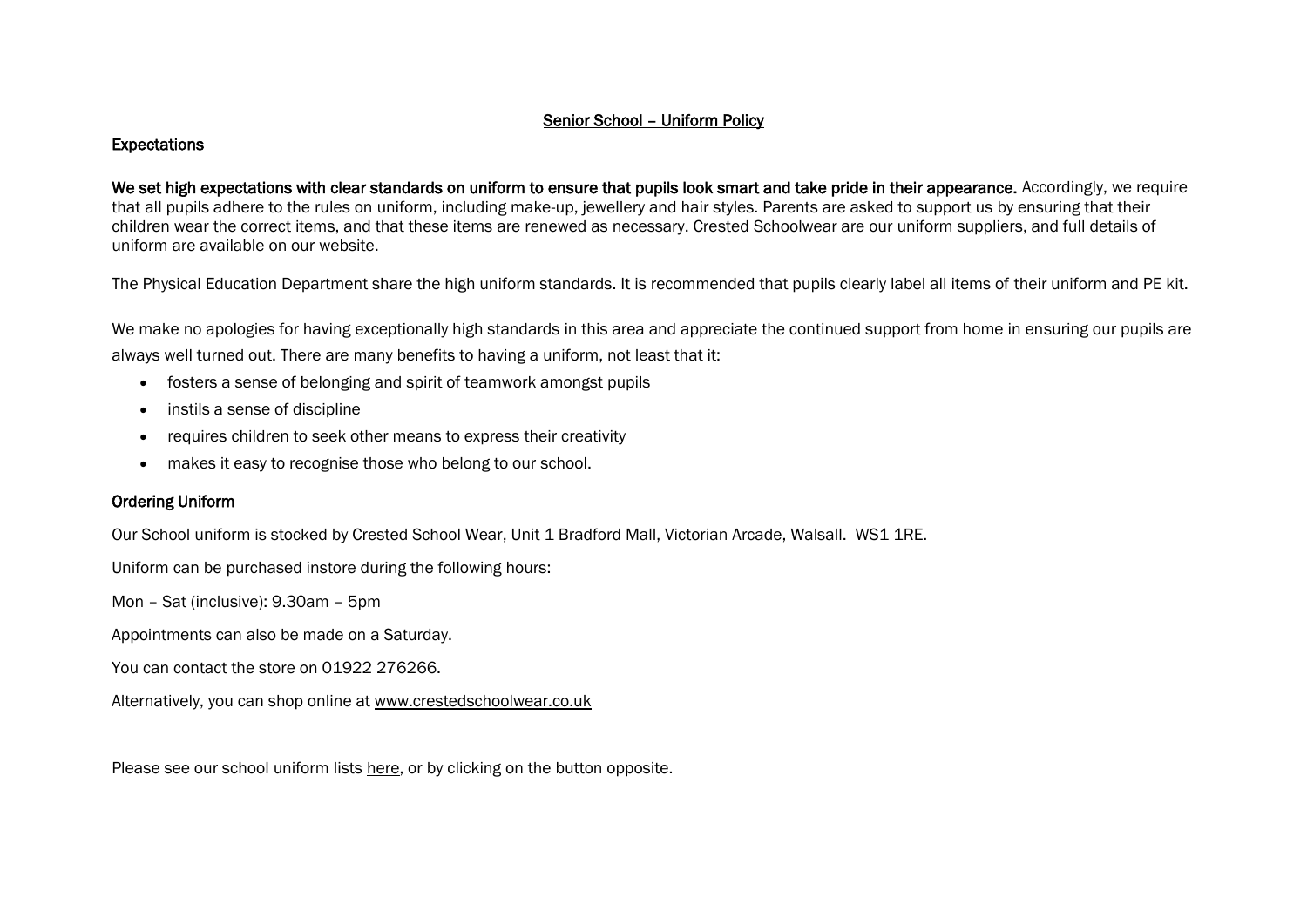## Senior School – Uniform Policy

### Expectations

**We set high expectations with clear standards on uniform to ensure that pupils look smart and take pride in their appearance.** Accordingly, we require that all pupils adhere to the rules on uniform, including make-up, jewellery and hair styles. Parents are asked to support us by ensuring that their children wear the correct items, and that these items are renewed as necessary. Crested Schoolwear are our uniform suppliers, and full details of uniform are available on our website.

The Physical Education Department share the high uniform standards. It is recommended that pupils clearly label all items of their uniform and PE kit.

We make no apologies for having exceptionally high standards in this area and appreciate the continued support from home in ensuring our pupils are always well turned out. There are many benefits to having a uniform, not least that it:

- fosters a sense of belonging and spirit of teamwork amongst pupils
- instils a sense of discipline
- requires children to seek other means to express their creativity
- makes it easy to recognise those who belong to our school.

### Ordering Uniform

Our School uniform is stocked by Crested School Wear, Unit 1 Bradford Mall, Victorian Arcade, Walsall. WS1 1RE.

Uniform can be purchased instore during the following hours:

Mon – Sat (inclusive): 9.30am – 5pm

Appointments can also be made on a Saturday.

You can contact the store on 01922 276266.

Alternatively, you can shop online at www.crestedschoolwear.co.uk

Please see our school uniform lists here, or by clicking on the button opposite.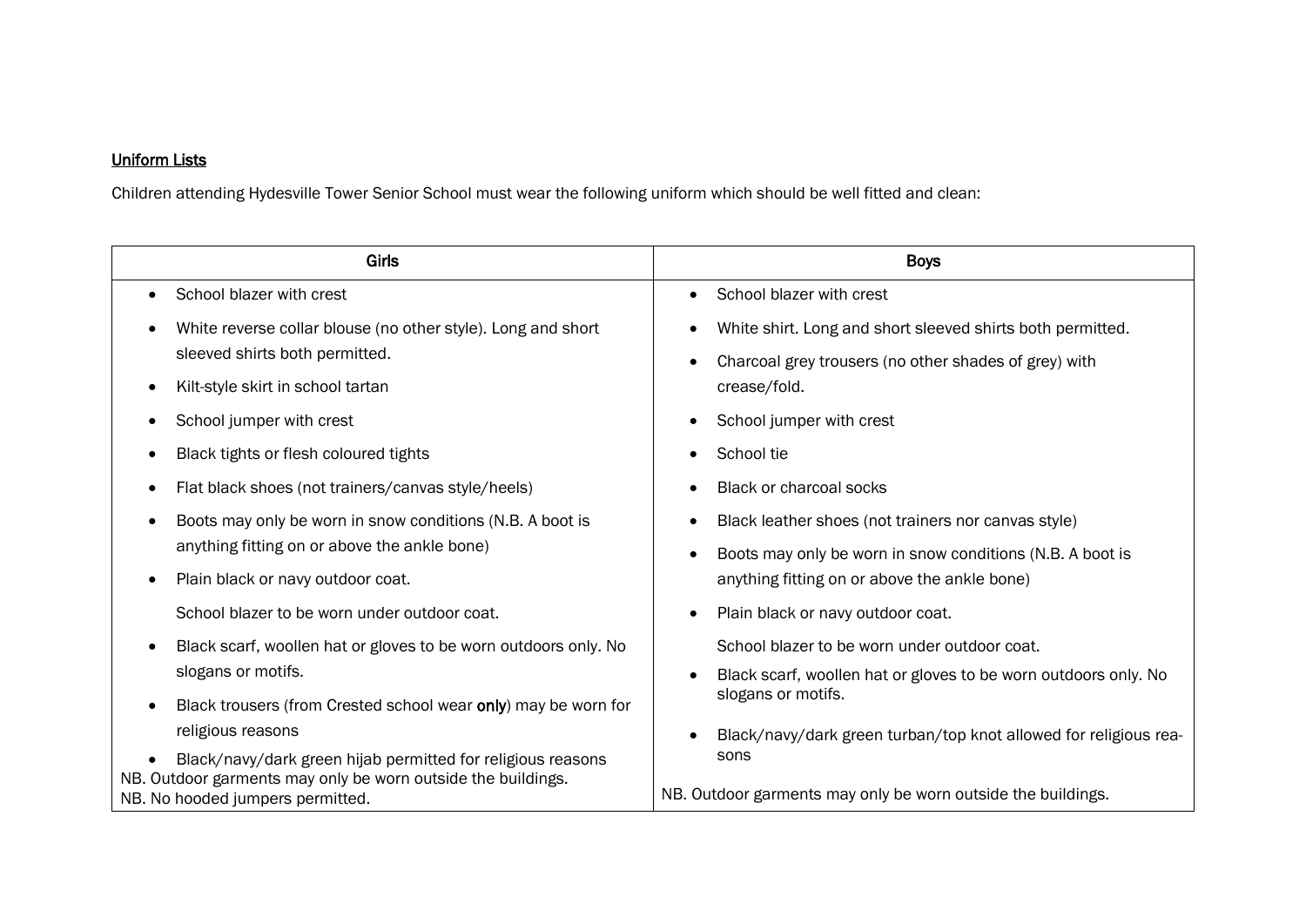<u>Uniform Lists</u>

Children attending Hydesville Tower Senior School must wear the following uniform which should be well fitted and clean:

| Girls | Boys |
|---|---|
| • School blazer with crest<br>• White reverse collar blouse (no other style). Long and short sleeved shirts both permitted.<br>• Kilt-style skirt in school tartan<br>• School jumper with crest<br>• Black tights or flesh coloured tights<br>• Flat black shoes (not trainers/canvas style/heels)<br>• Boots may only be worn in snow conditions (N.B. A boot is anything fitting on or above the ankle bone)<br>• Plain black or navy outdoor coat.<br>School blazer to be worn under outdoor coat.<br>• Black scarf, woollen hat or gloves to be worn outdoors only. No slogans or motifs.<br>• Black trousers (from Crested school wear **only**) may be worn for religious reasons<br>• Black/navy/dark green hijab permitted for religious reasons<br>NB. Outdoor garments may only be worn outside the buildings.<br>NB. No hooded jumpers permitted. | • School blazer with crest<br>• White shirt. Long and short sleeved shirts both permitted.<br>• Charcoal grey trousers (no other shades of grey) with crease/fold.<br>• School jumper with crest<br>• School tie<br>• Black or charcoal socks<br>• Black leather shoes (not trainers nor canvas style)<br>• Boots may only be worn in snow conditions (N.B. A boot is anything fitting on or above the ankle bone)<br>• Plain black or navy outdoor coat.<br>School blazer to be worn under outdoor coat.<br>• Black scarf, woollen hat or gloves to be worn outdoors only. No slogans or motifs.<br>• Black/navy/dark green turban/top knot allowed for religious reasons<br>NB. Outdoor garments may only be worn outside the buildings. |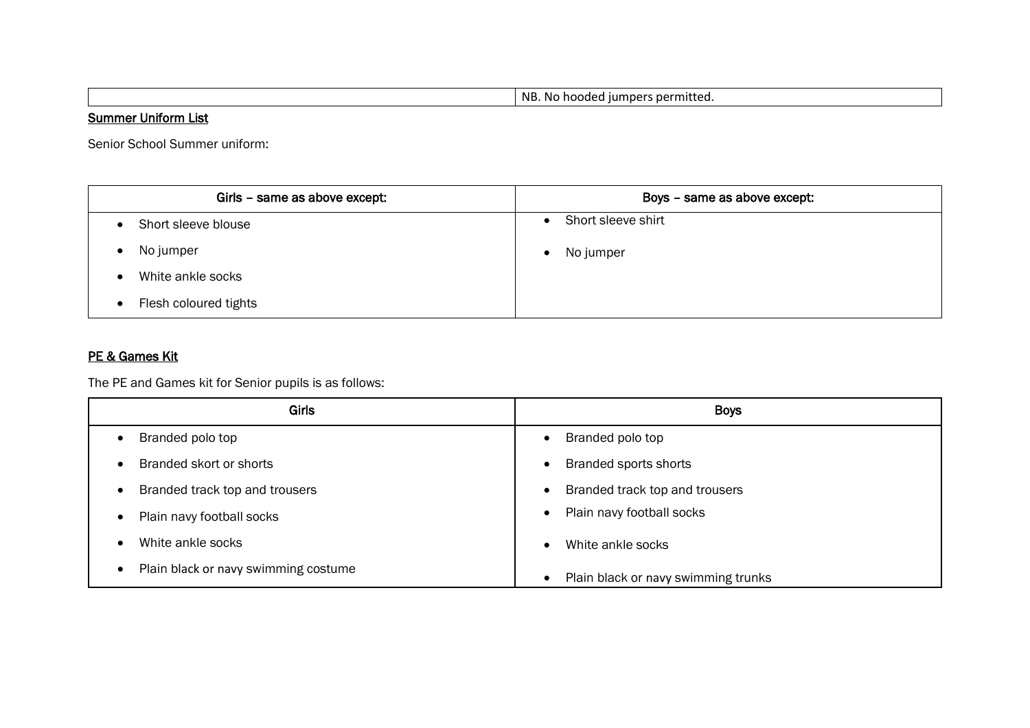| | NB. No hooded jumpers permitted. |
|---|---|

**Summer Uniform List**

Senior School Summer uniform:

| Girls – same as above except: | Boys – same as above except: |
|---|---|
| • Short sleeve blouse<br>• No jumper<br>• White ankle socks<br>• Flesh coloured tights | • Short sleeve shirt<br>• No jumper |

**PE & Games Kit**

The PE and Games kit for Senior pupils is as follows:

| Girls | Boys |
|---|---|
| • Branded polo top<br>• Branded skort or shorts<br>• Branded track top and trousers<br>• Plain navy football socks<br>• White ankle socks<br>• Plain black or navy swimming costume | • Branded polo top<br>• Branded sports shorts<br>• Branded track top and trousers<br>• Plain navy football socks<br>• White ankle socks<br>• Plain black or navy swimming trunks |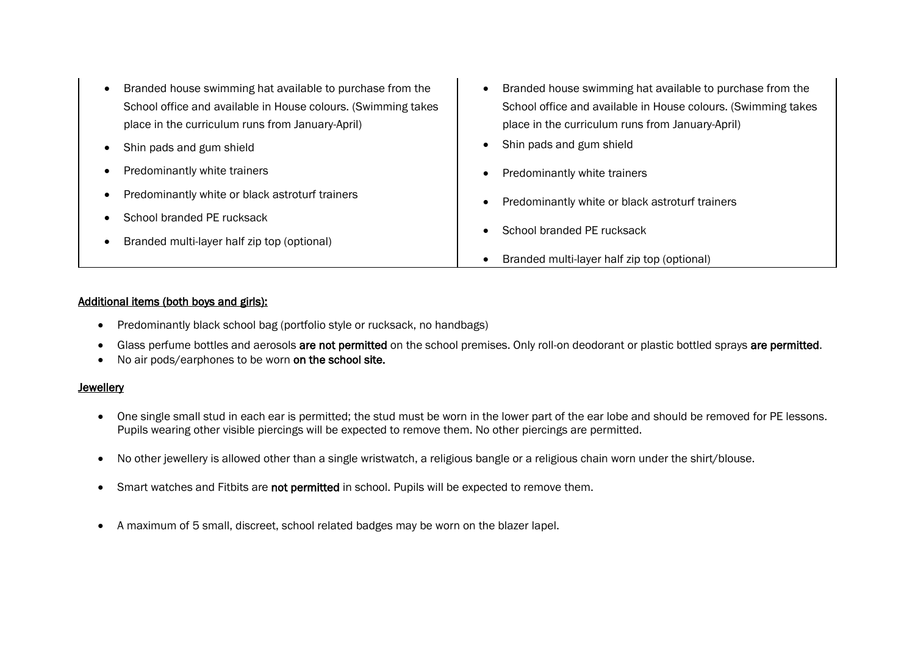| | |
|---|---|
| • Branded house swimming hat available to purchase from the School office and available in House colours. (Swimming takes place in the curriculum runs from January-April)<br>• Shin pads and gum shield<br>• Predominantly white trainers<br>• Predominantly white or black astroturf trainers<br>• School branded PE rucksack<br>• Branded multi-layer half zip top (optional) | • Branded house swimming hat available to purchase from the School office and available in House colours. (Swimming takes place in the curriculum runs from January-April)<br>• Shin pads and gum shield<br>• Predominantly white trainers<br>• Predominantly white or black astroturf trainers<br>• School branded PE rucksack<br>• Branded multi-layer half zip top (optional) |

**Additional items (both boys and girls):**

- Predominantly black school bag (portfolio style or rucksack, no handbags)
- Glass perfume bottles and aerosols **are not permitted** on the school premises. Only roll-on deodorant or plastic bottled sprays **are permitted**.
- No air pods/earphones to be worn **on the school site.**

**Jewellery**

- One single small stud in each ear is permitted; the stud must be worn in the lower part of the ear lobe and should be removed for PE lessons. Pupils wearing other visible piercings will be expected to remove them. No other piercings are permitted.
- No other jewellery is allowed other than a single wristwatch, a religious bangle or a religious chain worn under the shirt/blouse.
- Smart watches and Fitbits are **not permitted** in school. Pupils will be expected to remove them.
- A maximum of 5 small, discreet, school related badges may be worn on the blazer lapel.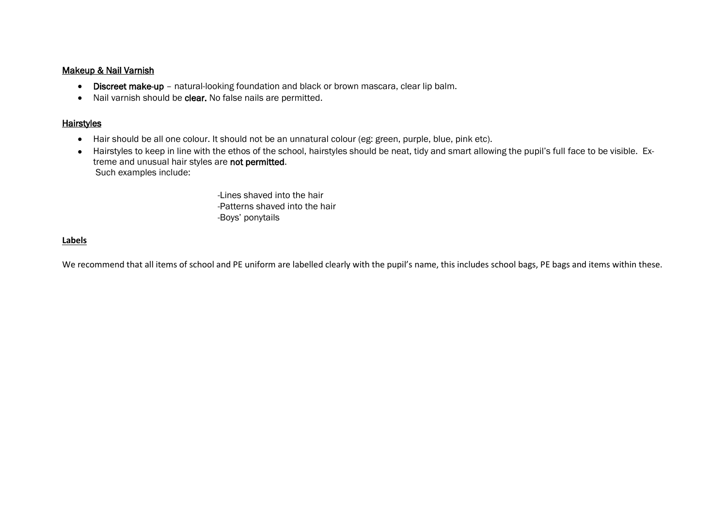<u>Makeup & Nail Varnish</u>

- **Discreet make-up** – natural-looking foundation and black or brown mascara, clear lip balm.
- Nail varnish should be **clear.** No false nails are permitted.

<u>Hairstyles</u>

- Hair should be all one colour. It should not be an unnatural colour (eg: green, purple, blue, pink etc).
- Hairstyles to keep in line with the ethos of the school, hairstyles should be neat, tidy and smart allowing the pupil's full face to be visible. Extreme and unusual hair styles are **not permitted**.
  Such examples include:

  -Lines shaved into the hair
  -Patterns shaved into the hair
  -Boys' ponytails

**<u>Labels</u>**

We recommend that all items of school and PE uniform are labelled clearly with the pupil's name, this includes school bags, PE bags and items within these.